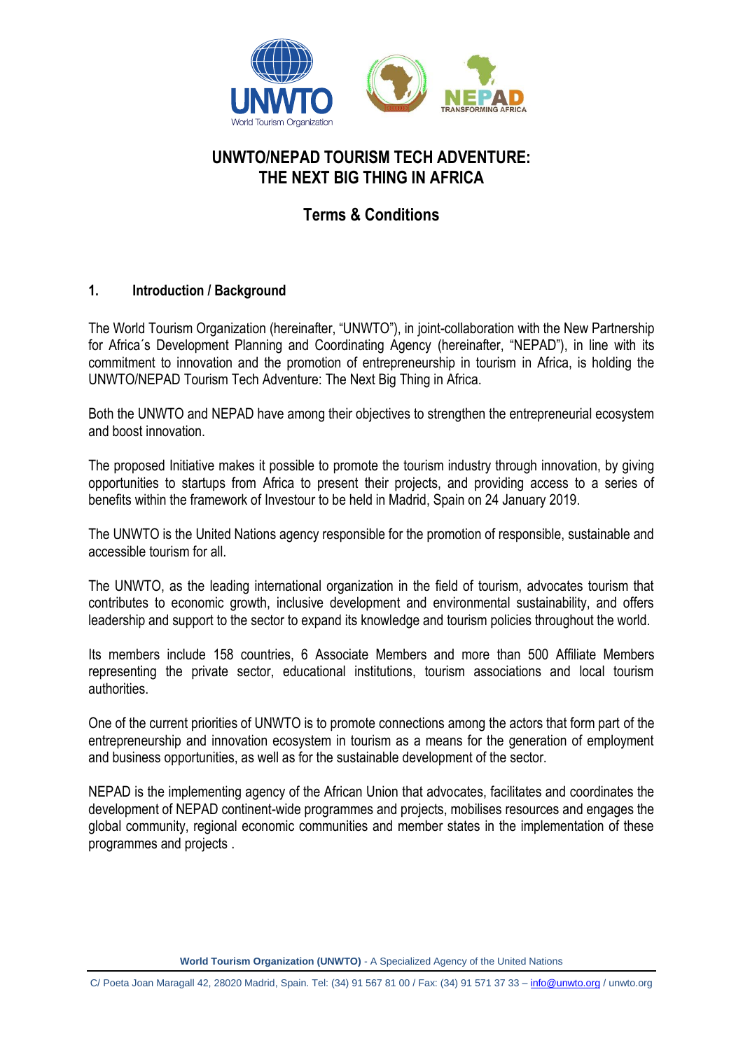# UNWTO/NEPAD TOURISM TECH ADVENTURE: THE NEXT BIG THING IN AFRICA

## Terms & Conditions

### 1. Introduction / Background

The World Tourism Organization (hereinafter, "UNWTO"), in joint-collaboration with the New Partnership for Africa´s Development Planning and Coordinating Agency (hereinafter, "NEPAD"), in line with its commitment to innovation and the promotion of entrepreneurship in tourism in Africa, is holding the UNWTO/NEPAD Tourism Tech Adventure: The Next Big Thing in Africa.

Both the UNWTO and NEPAD have among their objectives to strengthen the entrepreneurial ecosystem and boost innovation.

The proposed Initiative makes it possible to promote the tourism industry through innovation, by giving opportunities to startups from Africa to present their projects, and providing access to a series of benefits within the framework of Investour to be held in Madrid, Spain on 24 January 2019.

The UNWTO is the United Nations agency responsible for the promotion of responsible, sustainable and accessible tourism for all.

The UNWTO, as the leading international organization in the field of tourism, advocates tourism that contributes to economic growth, inclusive development and environmental sustainability, and offers leadership and support to the sector to expand its knowledge and tourism policies throughout the world.

Its members include 158 countries, 6 Associate Members and more than 500 Affiliate Members representing the private sector, educational institutions, tourism associations and local tourism authorities.

One of the current priorities of UNWTO is to promote connections among the actors that form part of the entrepreneurship and innovation ecosystem in tourism as a means for the generation of employment and business opportunities, as well as for the sustainable development of the sector.

NEPAD is the implementing agency of the African Union that advocates, facilitates and coordinates the development of NEPAD continent-wide programmes and projects, mobilises resources and engages the global community, regional economic communities and member states in the implementation of these programmes and projects .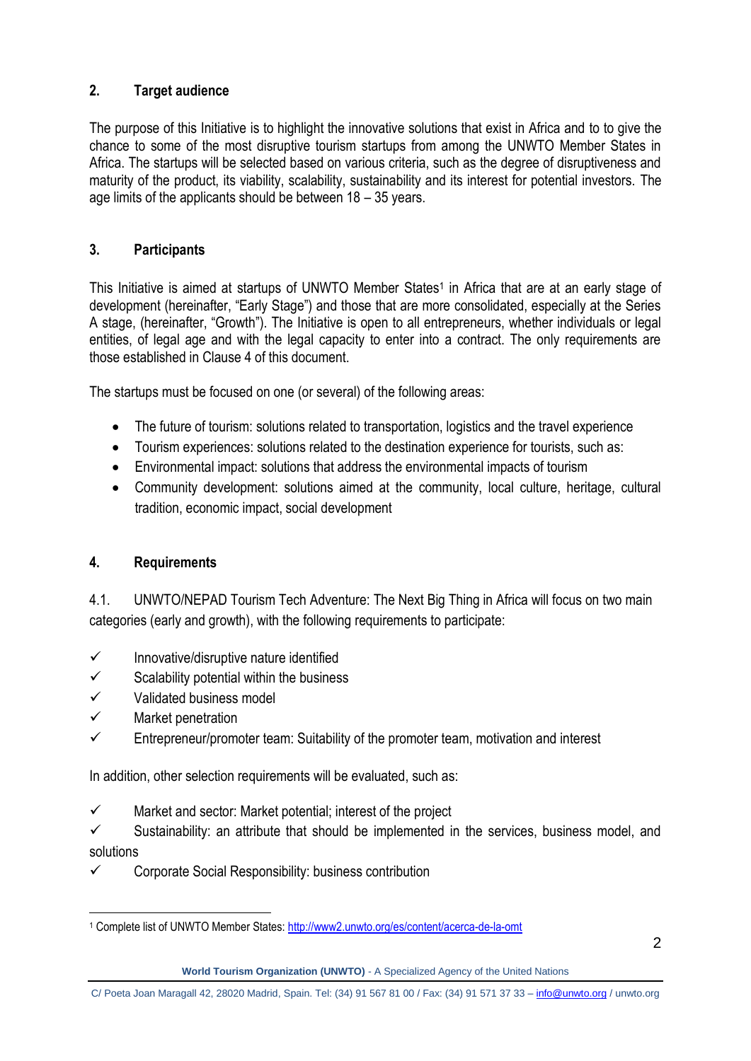## 2. Target audience

The purpose of this Initiative is to highlight the innovative solutions that exist in Africa and to to give the chance to some of the most disruptive tourism startups from among the UNWTO Member States in Africa. The startups will be selected based on various criteria, such as the degree of disruptiveness and maturity of the product, its viability, scalability, sustainability and its interest for potential investors. The age limits of the applicants should be between 18 – 35 years.

## 3. Participants

This Initiative is aimed at startups of UNWTO Member States[1] in Africa that are at an early stage of development (hereinafter, "Early Stage") and those that are more consolidated, especially at the Series A stage, (hereinafter, "Growth"). The Initiative is open to all entrepreneurs, whether individuals or legal entities, of legal age and with the legal capacity to enter into a contract. The only requirements are those established in Clause 4 of this document.

The startups must be focused on one (or several) of the following areas:

- The future of tourism: solutions related to transportation, logistics and the travel experience
- Tourism experiences: solutions related to the destination experience for tourists, such as:
- Environmental impact: solutions that address the environmental impacts of tourism
- Community development: solutions aimed at the community, local culture, heritage, cultural tradition, economic impact, social development

## 4. Requirements

4.1. UNWTO/NEPAD Tourism Tech Adventure: The Next Big Thing in Africa will focus on two main categories (early and growth), with the following requirements to participate:

- ✓ Innovative/disruptive nature identified
- ✓ Scalability potential within the business
- ✓ Validated business model
- ✓ Market penetration
- ✓ Entrepreneur/promoter team: Suitability of the promoter team, motivation and interest

In addition, other selection requirements will be evaluated, such as:

- ✓ Market and sector: Market potential; interest of the project
- ✓ Sustainability: an attribute that should be implemented in the services, business model, and solutions
- ✓ Corporate Social Responsibility: business contribution

[1] Complete list of UNWTO Member States: http://www2.unwto.org/es/content/acerca-de-la-omt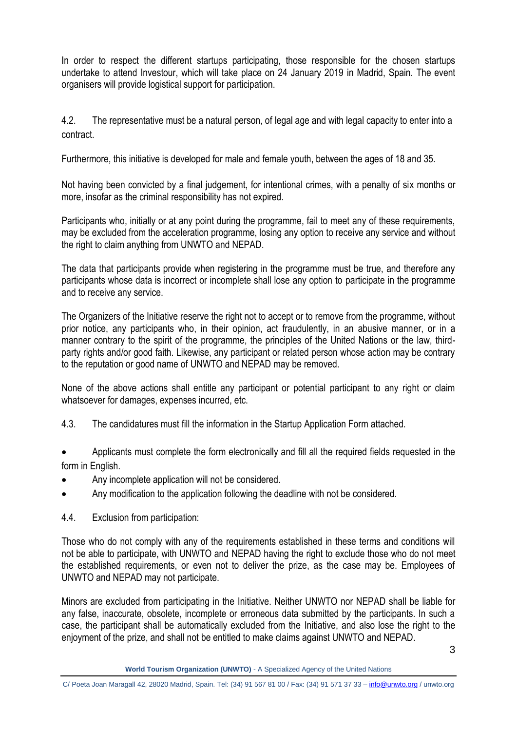In order to respect the different startups participating, those responsible for the chosen startups undertake to attend Investour, which will take place on 24 January 2019 in Madrid, Spain. The event organisers will provide logistical support for participation.

4.2. The representative must be a natural person, of legal age and with legal capacity to enter into a contract.

Furthermore, this initiative is developed for male and female youth, between the ages of 18 and 35.

Not having been convicted by a final judgement, for intentional crimes, with a penalty of six months or more, insofar as the criminal responsibility has not expired.

Participants who, initially or at any point during the programme, fail to meet any of these requirements, may be excluded from the acceleration programme, losing any option to receive any service and without the right to claim anything from UNWTO and NEPAD.

The data that participants provide when registering in the programme must be true, and therefore any participants whose data is incorrect or incomplete shall lose any option to participate in the programme and to receive any service.

The Organizers of the Initiative reserve the right not to accept or to remove from the programme, without prior notice, any participants who, in their opinion, act fraudulently, in an abusive manner, or in a manner contrary to the spirit of the programme, the principles of the United Nations or the law, third-party rights and/or good faith. Likewise, any participant or related person whose action may be contrary to the reputation or good name of UNWTO and NEPAD may be removed.

None of the above actions shall entitle any participant or potential participant to any right or claim whatsoever for damages, expenses incurred, etc.

4.3. The candidatures must fill the information in the Startup Application Form attached.

- Applicants must complete the form electronically and fill all the required fields requested in the form in English.
- Any incomplete application will not be considered.
- Any modification to the application following the deadline with not be considered.

4.4. Exclusion from participation:

Those who do not comply with any of the requirements established in these terms and conditions will not be able to participate, with UNWTO and NEPAD having the right to exclude those who do not meet the established requirements, or even not to deliver the prize, as the case may be. Employees of UNWTO and NEPAD may not participate.

Minors are excluded from participating in the Initiative. Neither UNWTO nor NEPAD shall be liable for any false, inaccurate, obsolete, incomplete or erroneous data submitted by the participants. In such a case, the participant shall be automatically excluded from the Initiative, and also lose the right to the enjoyment of the prize, and shall not be entitled to make claims against UNWTO and NEPAD.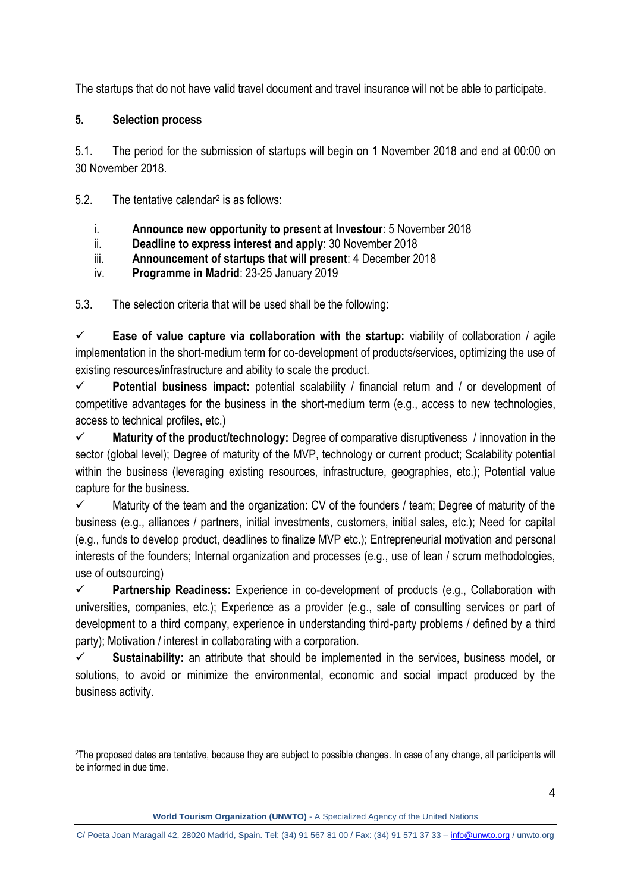The startups that do not have valid travel document and travel insurance will not be able to participate.

## 5. Selection process

5.1. The period for the submission of startups will begin on 1 November 2018 and end at 00:00 on 30 November 2018.

5.2. The tentative calendar[2] is as follows:

i. **Announce new opportunity to present at Investour**: 5 November 2018
ii. **Deadline to express interest and apply**: 30 November 2018
iii. **Announcement of startups that will present**: 4 December 2018
iv. **Programme in Madrid**: 23-25 January 2019

5.3. The selection criteria that will be used shall be the following:

✓ **Ease of value capture via collaboration with the startup:** viability of collaboration / agile implementation in the short-medium term for co-development of products/services, optimizing the use of existing resources/infrastructure and ability to scale the product.

✓ **Potential business impact:** potential scalability / financial return and / or development of competitive advantages for the business in the short-medium term (e.g., access to new technologies, access to technical profiles, etc.)

✓ **Maturity of the product/technology:** Degree of comparative disruptiveness / innovation in the sector (global level); Degree of maturity of the MVP, technology or current product; Scalability potential within the business (leveraging existing resources, infrastructure, geographies, etc.); Potential value capture for the business.

✓ Maturity of the team and the organization: CV of the founders / team; Degree of maturity of the business (e.g., alliances / partners, initial investments, customers, initial sales, etc.); Need for capital (e.g., funds to develop product, deadlines to finalize MVP etc.); Entrepreneurial motivation and personal interests of the founders; Internal organization and processes (e.g., use of lean / scrum methodologies, use of outsourcing)

✓ **Partnership Readiness:** Experience in co-development of products (e.g., Collaboration with universities, companies, etc.); Experience as a provider (e.g., sale of consulting services or part of development to a third company, experience in understanding third-party problems / defined by a third party); Motivation / interest in collaborating with a corporation.

✓ **Sustainability:** an attribute that should be implemented in the services, business model, or solutions, to avoid or minimize the environmental, economic and social impact produced by the business activity.

---

[2] The proposed dates are tentative, because they are subject to possible changes. In case of any change, all participants will be informed in due time.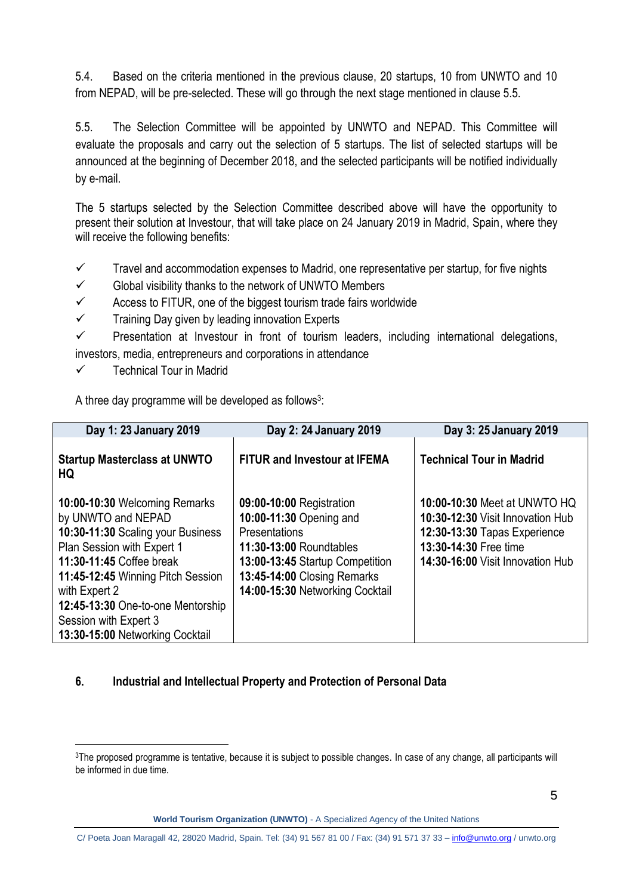5.4. Based on the criteria mentioned in the previous clause, 20 startups, 10 from UNWTO and 10 from NEPAD, will be pre-selected. These will go through the next stage mentioned in clause 5.5.

5.5. The Selection Committee will be appointed by UNWTO and NEPAD. This Committee will evaluate the proposals and carry out the selection of 5 startups. The list of selected startups will be announced at the beginning of December 2018, and the selected participants will be notified individually by e-mail.

The 5 startups selected by the Selection Committee described above will have the opportunity to present their solution at Investour, that will take place on 24 January 2019 in Madrid, Spain, where they will receive the following benefits:

- ✓ Travel and accommodation expenses to Madrid, one representative per startup, for five nights
- ✓ Global visibility thanks to the network of UNWTO Members
- ✓ Access to FITUR, one of the biggest tourism trade fairs worldwide
- ✓ Training Day given by leading innovation Experts
- ✓ Presentation at Investour in front of tourism leaders, including international delegations, investors, media, entrepreneurs and corporations in attendance
- ✓ Technical Tour in Madrid

A three day programme will be developed as follows[3]:

| Day 1: 23 January 2019 | Day 2: 24 January 2019 | Day 3: 25 January 2019 |
|---|---|---|
| **Startup Masterclass at UNWTO HQ** | **FITUR and Investour at IFEMA** | **Technical Tour in Madrid** |
| **10:00-10:30** Welcoming Remarks by UNWTO and NEPAD<br>**10:30-11:30** Scaling your Business Plan Session with Expert 1<br>**11:30-11:45** Coffee break<br>**11:45-12:45** Winning Pitch Session with Expert 2<br>**12:45-13:30** One-to-one Mentorship Session with Expert 3<br>**13:30-15:00** Networking Cocktail | **09:00-10:00** Registration<br>**10:00-11:30** Opening and Presentations<br>**11:30-13:00** Roundtables<br>**13:00-13:45** Startup Competition<br>**13:45-14:00** Closing Remarks<br>**14:00-15:30** Networking Cocktail | **10:00-10:30** Meet at UNWTO HQ<br>**10:30-12:30** Visit Innovation Hub<br>**12:30-13:30** Tapas Experience<br>**13:30-14:30** Free time<br>**14:30-16:00** Visit Innovation Hub |

## 6. Industrial and Intellectual Property and Protection of Personal Data

[3] The proposed programme is tentative, because it is subject to possible changes. In case of any change, all participants will be informed in due time.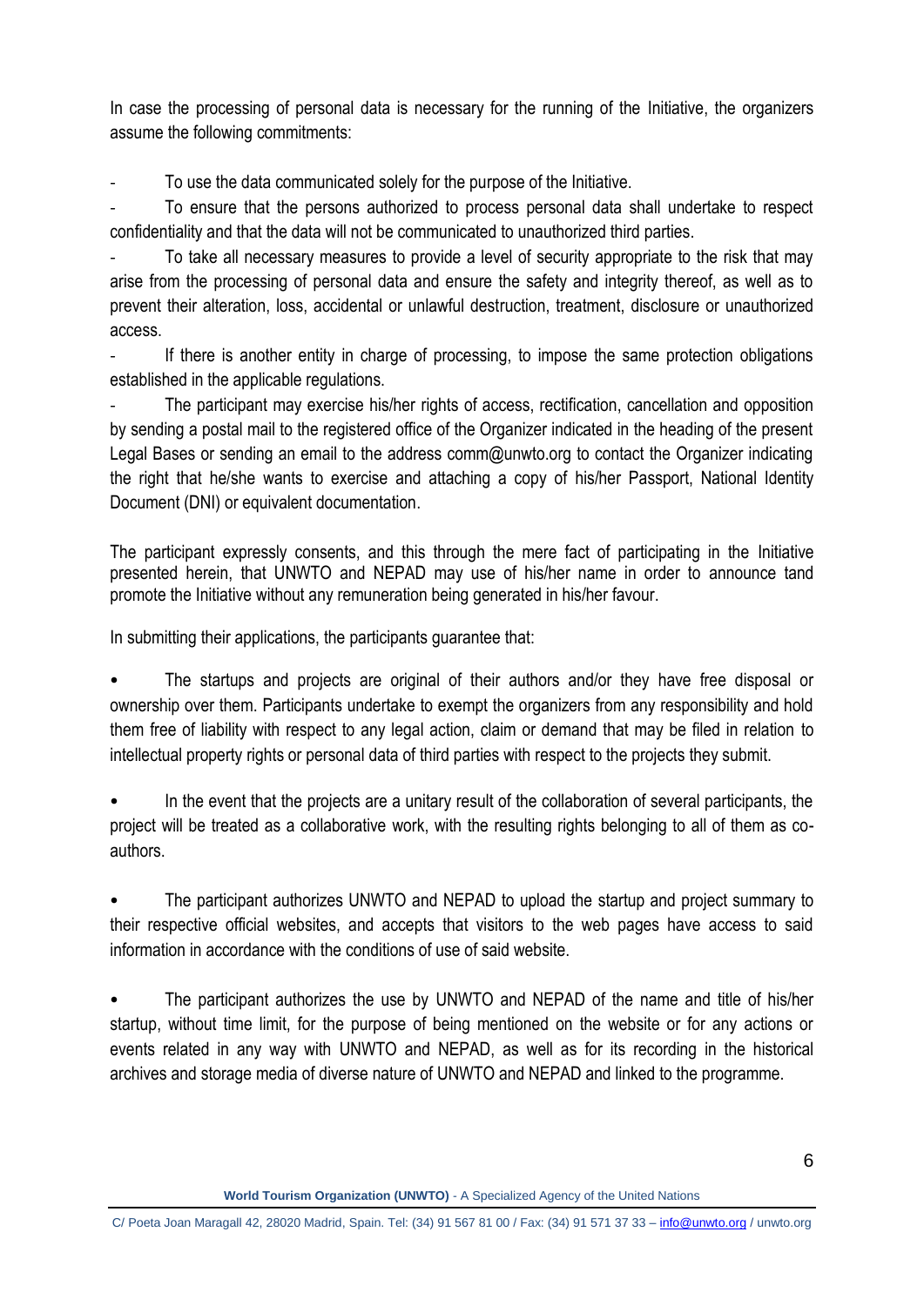In case the processing of personal data is necessary for the running of the Initiative, the organizers assume the following commitments:

- To use the data communicated solely for the purpose of the Initiative.
- To ensure that the persons authorized to process personal data shall undertake to respect confidentiality and that the data will not be communicated to unauthorized third parties.
- To take all necessary measures to provide a level of security appropriate to the risk that may arise from the processing of personal data and ensure the safety and integrity thereof, as well as to prevent their alteration, loss, accidental or unlawful destruction, treatment, disclosure or unauthorized access.
- If there is another entity in charge of processing, to impose the same protection obligations established in the applicable regulations.
- The participant may exercise his/her rights of access, rectification, cancellation and opposition by sending a postal mail to the registered office of the Organizer indicated in the heading of the present Legal Bases or sending an email to the address comm@unwto.org to contact the Organizer indicating the right that he/she wants to exercise and attaching a copy of his/her Passport, National Identity Document (DNI) or equivalent documentation.

The participant expressly consents, and this through the mere fact of participating in the Initiative presented herein, that UNWTO and NEPAD may use of his/her name in order to announce tand promote the Initiative without any remuneration being generated in his/her favour.

In submitting their applications, the participants guarantee that:

- The startups and projects are original of their authors and/or they have free disposal or ownership over them. Participants undertake to exempt the organizers from any responsibility and hold them free of liability with respect to any legal action, claim or demand that may be filed in relation to intellectual property rights or personal data of third parties with respect to the projects they submit.

- In the event that the projects are a unitary result of the collaboration of several participants, the project will be treated as a collaborative work, with the resulting rights belonging to all of them as co-authors.

- The participant authorizes UNWTO and NEPAD to upload the startup and project summary to their respective official websites, and accepts that visitors to the web pages have access to said information in accordance with the conditions of use of said website.

- The participant authorizes the use by UNWTO and NEPAD of the name and title of his/her startup, without time limit, for the purpose of being mentioned on the website or for any actions or events related in any way with UNWTO and NEPAD, as well as for its recording in the historical archives and storage media of diverse nature of UNWTO and NEPAD and linked to the programme.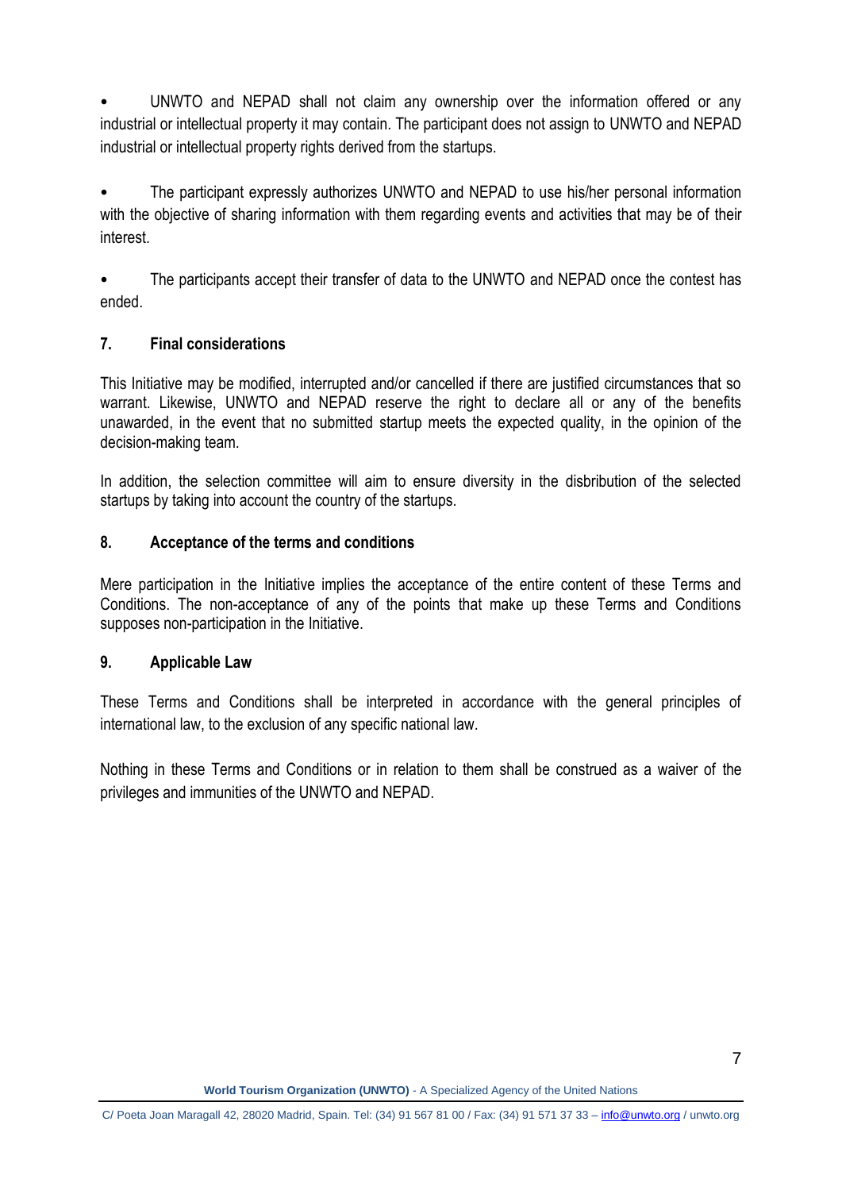- UNWTO and NEPAD shall not claim any ownership over the information offered or any industrial or intellectual property it may contain. The participant does not assign to UNWTO and NEPAD industrial or intellectual property rights derived from the startups.

- The participant expressly authorizes UNWTO and NEPAD to use his/her personal information with the objective of sharing information with them regarding events and activities that may be of their interest.

- The participants accept their transfer of data to the UNWTO and NEPAD once the contest has ended.

## 7. Final considerations

This Initiative may be modified, interrupted and/or cancelled if there are justified circumstances that so warrant. Likewise, UNWTO and NEPAD reserve the right to declare all or any of the benefits unawarded, in the event that no submitted startup meets the expected quality, in the opinion of the decision-making team.

In addition, the selection committee will aim to ensure diversity in the disbribution of the selected startups by taking into account the country of the startups.

## 8. Acceptance of the terms and conditions

Mere participation in the Initiative implies the acceptance of the entire content of these Terms and Conditions. The non-acceptance of any of the points that make up these Terms and Conditions supposes non-participation in the Initiative.

## 9. Applicable Law

These Terms and Conditions shall be interpreted in accordance with the general principles of international law, to the exclusion of any specific national law.

Nothing in these Terms and Conditions or in relation to them shall be construed as a waiver of the privileges and immunities of the UNWTO and NEPAD.